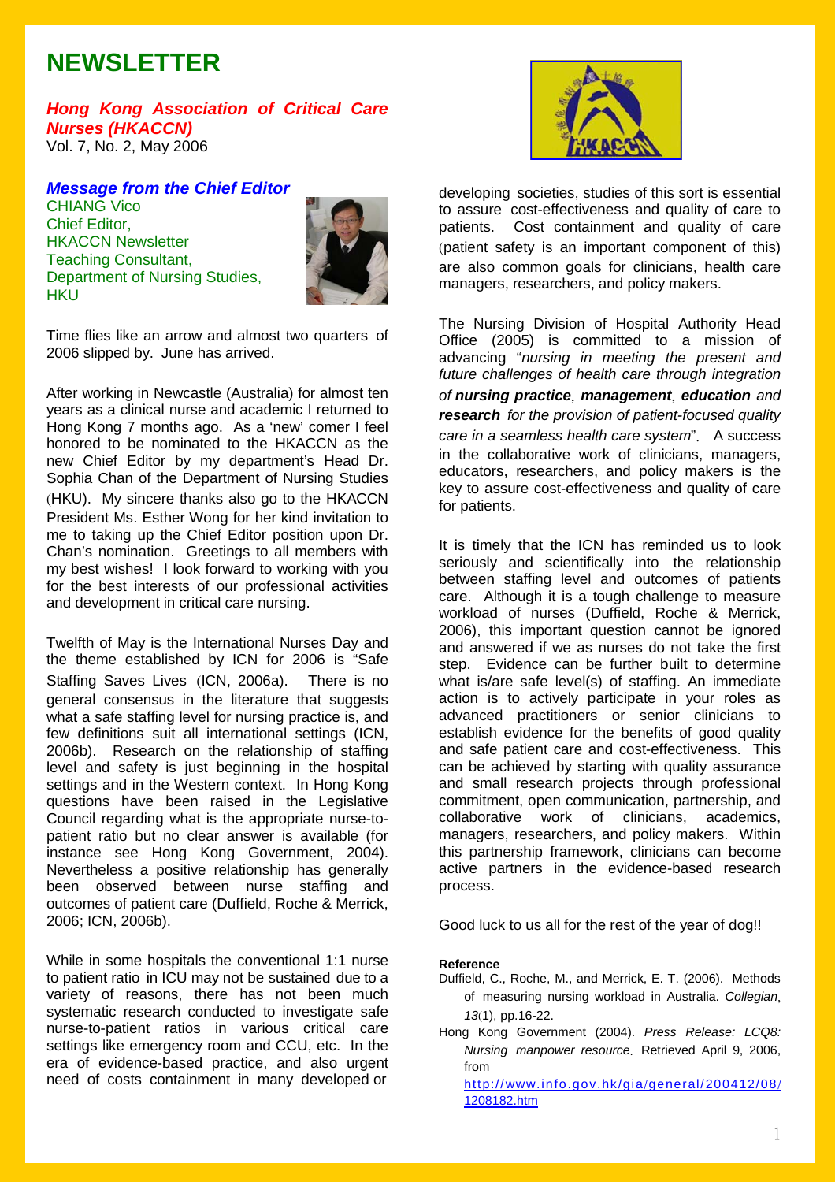# NEWSLETTER

***Hong Kong Association of Critical Care Nurses (HKACCN)***
Vol. 7, No. 2, May 2006

## *Message from the Chief Editor*

CHIANG Vico
Chief Editor,
HKACCN Newsletter
Teaching Consultant,
Department of Nursing Studies,
HKU

Time flies like an arrow and almost two quarters of 2006 slipped by. June has arrived.

After working in Newcastle (Australia) for almost ten years as a clinical nurse and academic I returned to Hong Kong 7 months ago. As a 'new' comer I feel honored to be nominated to the HKACCN as the new Chief Editor by my department's Head Dr. Sophia Chan of the Department of Nursing Studies (HKU). My sincere thanks also go to the HKACCN President Ms. Esther Wong for her kind invitation to me to taking up the Chief Editor position upon Dr. Chan's nomination. Greetings to all members with my best wishes! I look forward to working with you for the best interests of our professional activities and development in critical care nursing.

Twelfth of May is the International Nurses Day and the theme established by ICN for 2006 is "Safe Staffing Saves Lives (ICN, 2006a). There is no general consensus in the literature that suggests what a safe staffing level for nursing practice is, and few definitions suit all international settings (ICN, 2006b). Research on the relationship of staffing level and safety is just beginning in the hospital settings and in the Western context. In Hong Kong questions have been raised in the Legislative Council regarding what is the appropriate nurse-to-patient ratio but no clear answer is available (for instance see Hong Kong Government, 2004). Nevertheless a positive relationship has generally been observed between nurse staffing and outcomes of patient care (Duffield, Roche & Merrick, 2006; ICN, 2006b).

While in some hospitals the conventional 1:1 nurse to patient ratio in ICU may not be sustained due to a variety of reasons, there has not been much systematic research conducted to investigate safe nurse-to-patient ratios in various critical care settings like emergency room and CCU, etc. In the era of evidence-based practice, and also urgent need of costs containment in many developed or developing societies, studies of this sort is essential to assure cost-effectiveness and quality of care to patients. Cost containment and quality of care (patient safety is an important component of this) are also common goals for clinicians, health care managers, researchers, and policy makers.

The Nursing Division of Hospital Authority Head Office (2005) is committed to a mission of advancing "*nursing in meeting the present and future challenges of health care through integration of **nursing practice**, **management**, **education** and **research** for the provision of patient-focused quality care in a seamless health care system*". A success in the collaborative work of clinicians, managers, educators, researchers, and policy makers is the key to assure cost-effectiveness and quality of care for patients.

It is timely that the ICN has reminded us to look seriously and scientifically into the relationship between staffing level and outcomes of patients care. Although it is a tough challenge to measure workload of nurses (Duffield, Roche & Merrick, 2006), this important question cannot be ignored and answered if we as nurses do not take the first step. Evidence can be further built to determine what is/are safe level(s) of staffing. An immediate action is to actively participate in your roles as advanced practitioners or senior clinicians to establish evidence for the benefits of good quality and safe patient care and cost-effectiveness. This can be achieved by starting with quality assurance and small research projects through professional commitment, open communication, partnership, and collaborative work of clinicians, academics, managers, researchers, and policy makers. Within this partnership framework, clinicians can become active partners in the evidence-based research process.

Good luck to us all for the rest of the year of dog!!

**Reference**

Duffield, C., Roche, M., and Merrick, E. T. (2006). Methods of measuring nursing workload in Australia. *Collegian*, *13*(1), pp.16-22.

Hong Kong Government (2004). *Press Release: LCQ8: Nursing manpower resource*. Retrieved April 9, 2006, from http://www.info.gov.hk/gia/general/200412/08/1208182.htm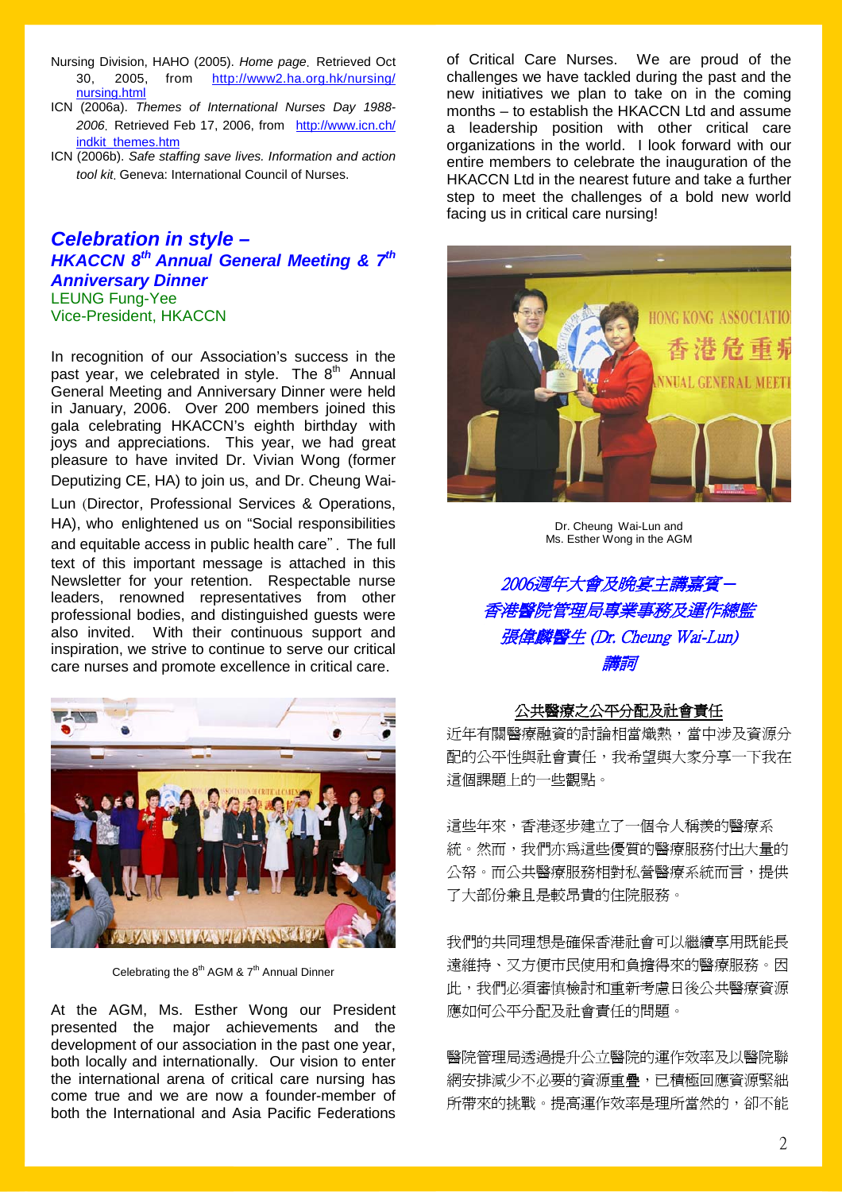Nursing Division, HAHO (2005). *Home page*. Retrieved Oct 30, 2005, from http://www2.ha.org.hk/nursing/nursing.html

ICN (2006a). *Themes of International Nurses Day 1988-2006*. Retrieved Feb 17, 2006, from http://www.icn.ch/indkit_themes.htm

ICN (2006b). *Safe staffing save lives. Information and action tool kit*. Geneva: International Council of Nurses.

## *Celebration in style – HKACCN 8th Annual General Meeting & 7th Anniversary Dinner*

LEUNG Fung-Yee
Vice-President, HKACCN

In recognition of our Association's success in the past year, we celebrated in style. The 8th Annual General Meeting and Anniversary Dinner were held in January, 2006. Over 200 members joined this gala celebrating HKACCN's eighth birthday with joys and appreciations. This year, we had great pleasure to have invited Dr. Vivian Wong (former Deputizing CE, HA) to join us, and Dr. Cheung Wai-Lun (Director, Professional Services & Operations, HA), who enlightened us on "Social responsibilities and equitable access in public health care". The full text of this important message is attached in this Newsletter for your retention. Respectable nurse leaders, renowned representatives from other professional bodies, and distinguished guests were also invited. With their continuous support and inspiration, we strive to continue to serve our critical care nurses and promote excellence in critical care.

Celebrating the 8th AGM & 7th Annual Dinner

At the AGM, Ms. Esther Wong our President presented the major achievements and the development of our association in the past one year, both locally and internationally. Our vision to enter the international arena of critical care nursing has come true and we are now a founder-member of both the International and Asia Pacific Federations of Critical Care Nurses. We are proud of the challenges we have tackled during the past and the new initiatives we plan to take on in the coming months – to establish the HKACCN Ltd and assume a leadership position with other critical care organizations in the world. I look forward with our entire members to celebrate the inauguration of the HKACCN Ltd in the nearest future and take a further step to meet the challenges of a bold new world facing us in critical care nursing!

Dr. Cheung Wai-Lun and Ms. Esther Wong in the AGM

## *2006週年大會及晚宴主講嘉賓－香港醫院管理局專業事務及運作總監張偉麟醫生 (Dr. Cheung Wai-Lun) 講詞*

### 公共醫療之公平分配及社會責任

近年有關醫療融資的討論相當熾熱，當中涉及資源分配的公平性與社會責任，我希望與大家分享一下我在這個課題上的一些觀點。

這些年來，香港逐步建立了一個令人稱羨的醫療系統。然而，我們亦為這些優質的醫療服務付出大量的公帑。而公共醫療服務相對私營醫療系統而言，提供了大部份兼且是較昂貴的住院服務。

我們的共同理想是確保香港社會可以繼續享用既能長遠維持、又方便市民使用和負擔得來的醫療服務。因此，我們必須審慎檢討和重新考慮日後公共醫療資源應如何公平分配及社會責任的問題。

醫院管理局透過提升公立醫院的運作效率及以醫院聯網安排減少不必要的資源重疊，已積極回應資源緊絀所帶來的挑戰。提高運作效率是理所當然的，卻不能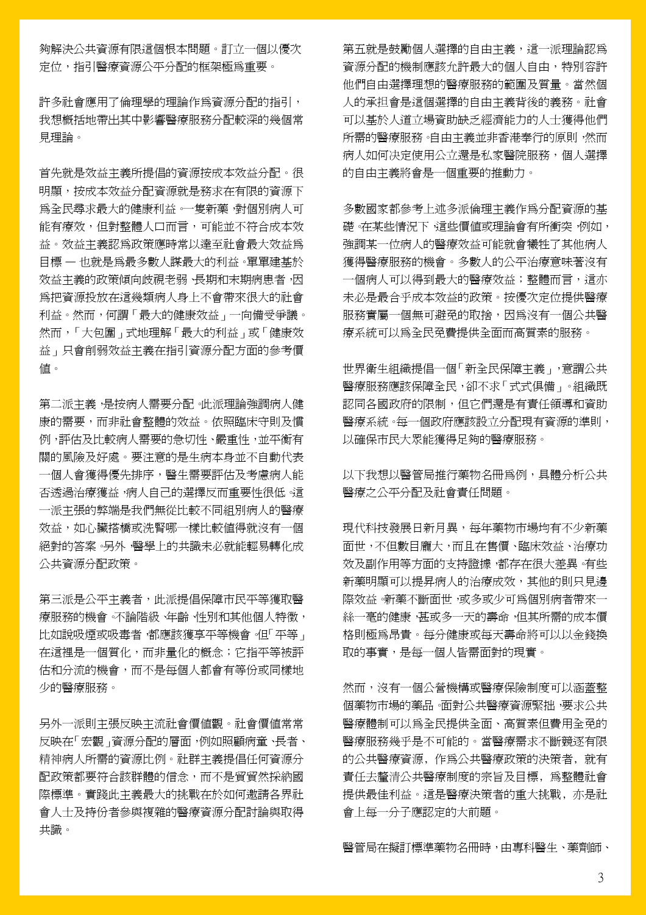夠解決公共資源有限這個根本問題。訂立一個以優次定位，指引醫療資源公平分配的框架極爲重要。

許多社會應用了倫理學的理論作爲資源分配的指引，我想概括地帶出其中影響醫療服務分配較深的幾個常見理論。

首先就是效益主義所提倡的資源按成本效益分配。很明顯，按成本效益分配資源就是務求在有限的資源下爲全民尋求最大的健康利益。一隻新藥，對個別病人可能有療效，但對整體人口而言，可能並不符合成本效益。效益主義認爲政策應時常以達至社會最大效益爲目標 — 也就是爲最多數人謀最大的利益。單單建基於效益主義的政策傾向歧視老弱、長期和末期病患者，因爲把資源投放在這幾類病人身上不會帶來很大的社會利益。然而，何謂「最大的健康效益」一向備受爭議。然而，「大包圍」式地理解「最大的利益」或「健康效益」只會削弱效益主義在指引資源分配方面的參考價值。

第二派主義，是按病人需要分配。此派理論強調病人健康的需要，而非社會整體的效益。依照臨床守則及慣例，評估及比較病人需要的急切性、嚴重性，並平衡有關的風險及好處。要注意的是生病本身並不自動代表一個人會獲得優先排序，醫生需要評估及考慮病人能否透過治療獲益，病人自己的選擇反而重要性很低。這一派主張的弊端是我們無從比較不同組別病人的醫療效益，如心臟搭橋或洗腎哪一樣比較值得就沒有一個絕對的答案。另外，醫學上的共識未必就能輕易轉化成公共資源分配政策。

第三派是公平主義者，此派提倡保障市民平等獲取醫療服務的機會。不論階級、年齡、性別和其他個人特徵，比如說吸煙或吸毒者，都應該獲享平等機會。但「平等」在這裡是一個質化，而非量化的概念；它指平等被評估和分流的機會，而不是每個人都會有等份或同樣地少的醫療服務。

另外一派則主張反映主流社會價值觀。社會價值常常反映在「宏觀」資源分配的層面，例如照顧病童、長者、精神病人所需的資源比例。社群主義提倡任何資源分配政策都要符合該群體的信念，而不是貿貿然採納國際標準。實踐此主義最大的挑戰在於如何邀請各界社會人士及持份者參與複雜的醫療資源分配討論與取得共識。

第五就是鼓勵個人選擇的自由主義，這一派理論認爲資源分配的機制應該允許最大的個人自由，特別容許他們自由選擇理想的醫療服務的範圍及質量。當然個人的承担會是這個選擇的自由主義背後的義務。社會可以基於人道立場資助缺乏經濟能力的人士獲得他們所需的醫療服務。自由主義並非香港奉行的原則，然而病人如何決定使用公立還是私家醫院服務，個人選擇的自由主義將會是一個重要的推動力。

多數國家都參考上述多派倫理主義作爲分配資源的基礎。在某些情況下，這些價值或理論會有所衝突，例如，強調某一位病人的醫療效益可能就會犧牲了其他病人獲得醫療服務的機會。多數人的公平治療意味著沒有一個病人可以得到最大的醫療效益；整體而言，這亦未必是最合乎成本效益的政策。按優次定位提供醫療服務實屬一個無可避免的取捨，因爲沒有一個公共醫療系統可以爲全民免費提供全面而高質素的服務。

世界衛生組織提倡一個「新全民保障主義」，意謂公共醫療服務應該保障全民，卻不求「式式俱備」。組織既認同各國政府的限制，但它們還是有責任領導和資助醫療系統。每一個政府應該設立分配現有資源的準則，以確保市民大眾能獲得足夠的醫療服務。

以下我想以醫管局推行藥物名冊爲例，具體分析公共醫療之公平分配及社會責任問題。

現代科技發展日新月異，每年藥物市場均有不少新藥面世，不但數目龐大，而且在售價、臨床效益、治療功效及副作用等方面的支持證據，都存在很大差異。有些新藥明顯可以提昇病人的治療成效，其他的則只見邊際效益。新藥不斷面世，或多或少可爲個別病者帶來一絲一毫的健康，甚或多一天的壽命，但其所需的成本價格則極爲昂貴。每分健康或每天壽命將可以以金錢換取的事實，是每一個人皆需面對的現實。

然而，沒有一個公營機構或醫療保險制度可以涵蓋整個藥物市場的藥品。面對公共醫療資源緊拙，要求公共醫療體制可以爲全民提供全面、高質素但費用全免的醫療服務幾乎是不可能的。當醫療需求不斷競逐有限的公共醫療資源，作爲公共醫療政策的決策者，就有責任去釐清公共醫療制度的宗旨及目標，爲整體社會提供最佳利益。這是醫療決策者的重大挑戰，亦是社會上每一分子應認定的大前題。

醫管局在擬訂標準藥物名冊時，由專科醫生、藥劑師、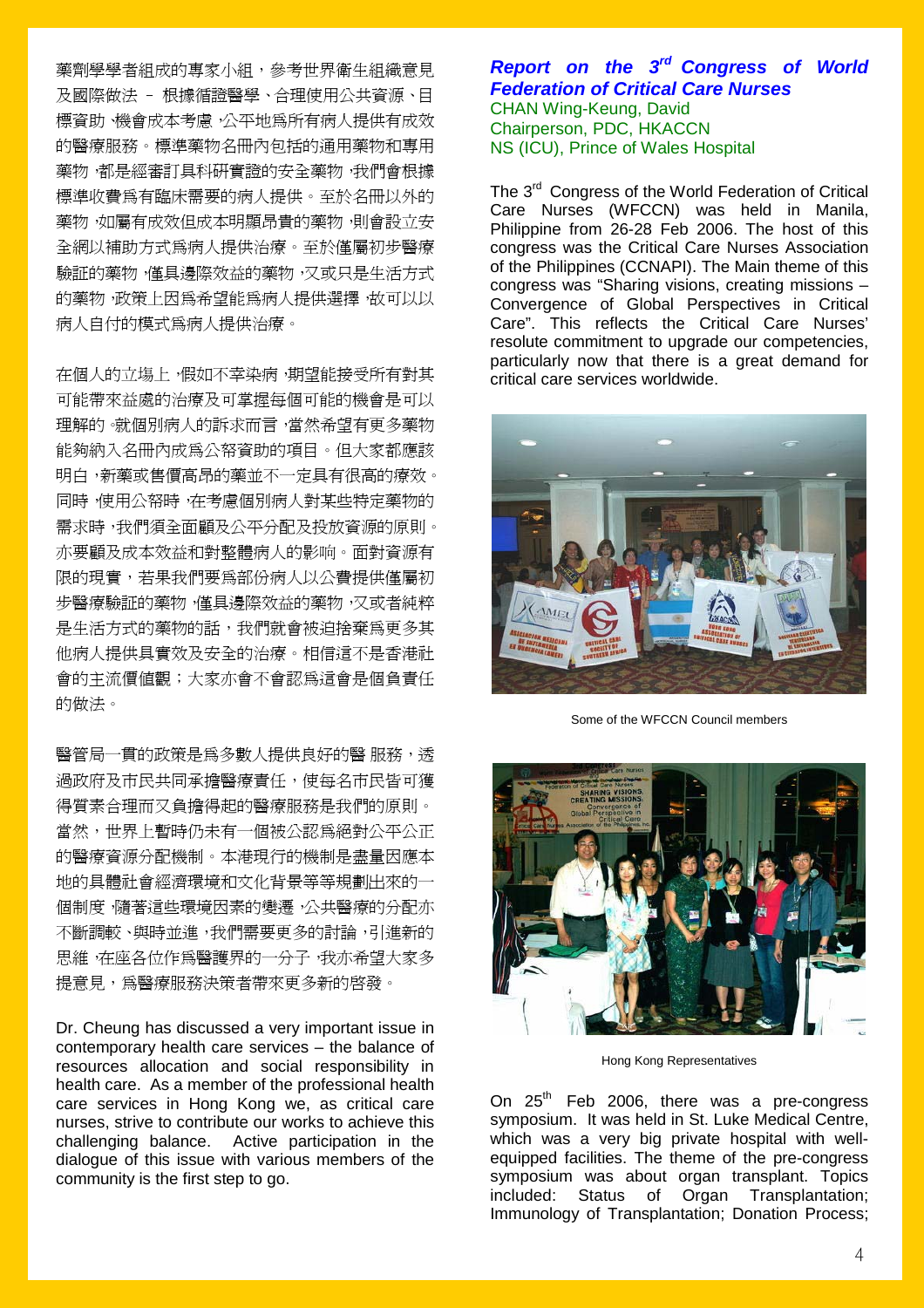藥劑學學者組成的專家小組，參考世界衞生組織意見及國際做法 – 根據循證醫學、合理使用公共資源、目標資助、機會成本考慮，公平地爲所有病人提供有成效的醫療服務。標準藥物名冊內包括的通用藥物和專用藥物，都是經審訂具科研實證的安全藥物，我們會根據標準收費爲有臨床需要的病人提供。至於名冊以外的藥物，如屬有成效但成本明顯昂貴的藥物，則會設立安全網以補助方式爲病人提供治療。至於僅屬初步醫療驗証的藥物，僅具邊際效益的藥物，又或只是生活方式的藥物，政策上因爲希望能爲病人提供選擇，故可以以病人自付的模式爲病人提供治療。

在個人的立場上，假如不幸染病，期望能接受所有對其可能帶來益處的治療及可掌握每個可能的機會是可以理解的。就個別病人的訴求而言，當然希望有更多藥物能夠納入名冊內成爲公帑資助的項目。但大家都應該明白，新藥或售價高昂的藥並不一定具有很高的療效。同時，使用公帑時，在考慮個別病人對某些特定藥物的需求時，我們須全面顧及公平分配及投放資源的原則。亦要顧及成本效益和對整體病人的影响。面對資源有限的現實，若果我們要爲部份病人以公費提供僅屬初步醫療驗証的藥物，僅具邊際效益的藥物，又或者純粹是生活方式的藥物的話，我們就會被迫捨棄爲更多其他病人提供具實效及安全的治療。相信這不是香港社會的主流價值觀；大家亦會不會認爲這會是個負責任的做法。

醫管局一貫的政策是爲多數人提供良好的醫 服務，透過政府及市民共同承擔醫療責任，使每名市民皆可獲得質素合理而又負擔得起的醫療服務是我們的原則。當然，世界上暫時仍未有一個被公認爲絕對公平公正的醫療資源分配機制。本港現行的機制是盡量因應本地的具體社會經濟環境和文化背景等等規劃出來的一個制度，隨著這些環境因素的變遷，公共醫療的分配亦不斷調較、與時並進，我們需要更多的討論，引進新的思維，在座各位作爲醫護界的一分子，我亦希望大家多提意見，爲醫療服務決策者帶來更多新的啓發。

Dr. Cheung has discussed a very important issue in contemporary health care services – the balance of resources allocation and social responsibility in health care. As a member of the professional health care services in Hong Kong we, as critical care nurses, strive to contribute our works to achieve this challenging balance. Active participation in the dialogue of this issue with various members of the community is the first step to go.

## ***Report on the 3rd Congress of World Federation of Critical Care Nurses***

CHAN Wing-Keung, David
Chairperson, PDC, HKACCN
NS (ICU), Prince of Wales Hospital

The 3rd Congress of the World Federation of Critical Care Nurses (WFCCN) was held in Manila, Philippine from 26-28 Feb 2006. The host of this congress was the Critical Care Nurses Association of the Philippines (CCNAPI). The Main theme of this congress was "Sharing visions, creating missions – Convergence of Global Perspectives in Critical Care". This reflects the Critical Care Nurses' resolute commitment to upgrade our competencies, particularly now that there is a great demand for critical care services worldwide.

Some of the WFCCN Council members

Hong Kong Representatives

On 25th Feb 2006, there was a pre-congress symposium. It was held in St. Luke Medical Centre, which was a very big private hospital with well-equipped facilities. The theme of the pre-congress symposium was about organ transplant. Topics included: Status of Organ Transplantation; Immunology of Transplantation; Donation Process;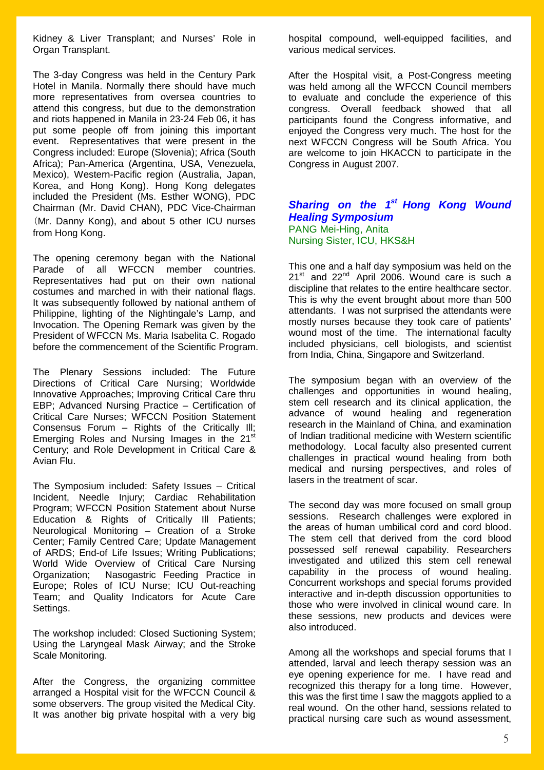Kidney & Liver Transplant; and Nurses' Role in Organ Transplant.

The 3-day Congress was held in the Century Park Hotel in Manila. Normally there should have much more representatives from oversea countries to attend this congress, but due to the demonstration and riots happened in Manila in 23-24 Feb 06, it has put some people off from joining this important event. Representatives that were present in the Congress included: Europe (Slovenia); Africa (South Africa); Pan-America (Argentina, USA, Venezuela, Mexico), Western-Pacific region (Australia, Japan, Korea, and Hong Kong). Hong Kong delegates included the President (Ms. Esther WONG), PDC Chairman (Mr. David CHAN), PDC Vice-Chairman (Mr. Danny Kong), and about 5 other ICU nurses from Hong Kong.

The opening ceremony began with the National Parade of all WFCCN member countries. Representatives had put on their own national costumes and marched in with their national flags. It was subsequently followed by national anthem of Philippine, lighting of the Nightingale's Lamp, and Invocation. The Opening Remark was given by the President of WFCCN Ms. Maria Isabelita C. Rogado before the commencement of the Scientific Program.

The Plenary Sessions included: The Future Directions of Critical Care Nursing; Worldwide Innovative Approaches; Improving Critical Care thru EBP; Advanced Nursing Practice – Certification of Critical Care Nurses; WFCCN Position Statement Consensus Forum – Rights of the Critically Ill; Emerging Roles and Nursing Images in the 21st Century; and Role Development in Critical Care & Avian Flu.

The Symposium included: Safety Issues – Critical Incident, Needle Injury; Cardiac Rehabilitation Program; WFCCN Position Statement about Nurse Education & Rights of Critically Ill Patients; Neurological Monitoring – Creation of a Stroke Center; Family Centred Care; Update Management of ARDS; End-of Life Issues; Writing Publications; World Wide Overview of Critical Care Nursing Organization; Nasogastric Feeding Practice in Europe; Roles of ICU Nurse; ICU Out-reaching Team; and Quality Indicators for Acute Care Settings.

The workshop included: Closed Suctioning System; Using the Laryngeal Mask Airway; and the Stroke Scale Monitoring.

After the Congress, the organizing committee arranged a Hospital visit for the WFCCN Council & some observers. The group visited the Medical City. It was another big private hospital with a very big hospital compound, well-equipped facilities, and various medical services.

After the Hospital visit, a Post-Congress meeting was held among all the WFCCN Council members to evaluate and conclude the experience of this congress. Overall feedback showed that all participants found the Congress informative, and enjoyed the Congress very much. The host for the next WFCCN Congress will be South Africa. You are welcome to join HKACCN to participate in the Congress in August 2007.

## *Sharing on the 1st Hong Kong Wound Healing Symposium*

PANG Mei-Hing, Anita
Nursing Sister, ICU, HKS&H

This one and a half day symposium was held on the 21st and 22nd April 2006. Wound care is such a discipline that relates to the entire healthcare sector. This is why the event brought about more than 500 attendants. I was not surprised the attendants were mostly nurses because they took care of patients' wound most of the time. The international faculty included physicians, cell biologists, and scientist from India, China, Singapore and Switzerland.

The symposium began with an overview of the challenges and opportunities in wound healing, stem cell research and its clinical application, the advance of wound healing and regeneration research in the Mainland of China, and examination of Indian traditional medicine with Western scientific methodology. Local faculty also presented current challenges in practical wound healing from both medical and nursing perspectives, and roles of lasers in the treatment of scar.

The second day was more focused on small group sessions. Research challenges were explored in the areas of human umbilical cord and cord blood. The stem cell that derived from the cord blood possessed self renewal capability. Researchers investigated and utilized this stem cell renewal capability in the process of wound healing. Concurrent workshops and special forums provided interactive and in-depth discussion opportunities to those who were involved in clinical wound care. In these sessions, new products and devices were also introduced.

Among all the workshops and special forums that I attended, larval and leech therapy session was an eye opening experience for me. I have read and recognized this therapy for a long time. However, this was the first time I saw the maggots applied to a real wound. On the other hand, sessions related to practical nursing care such as wound assessment,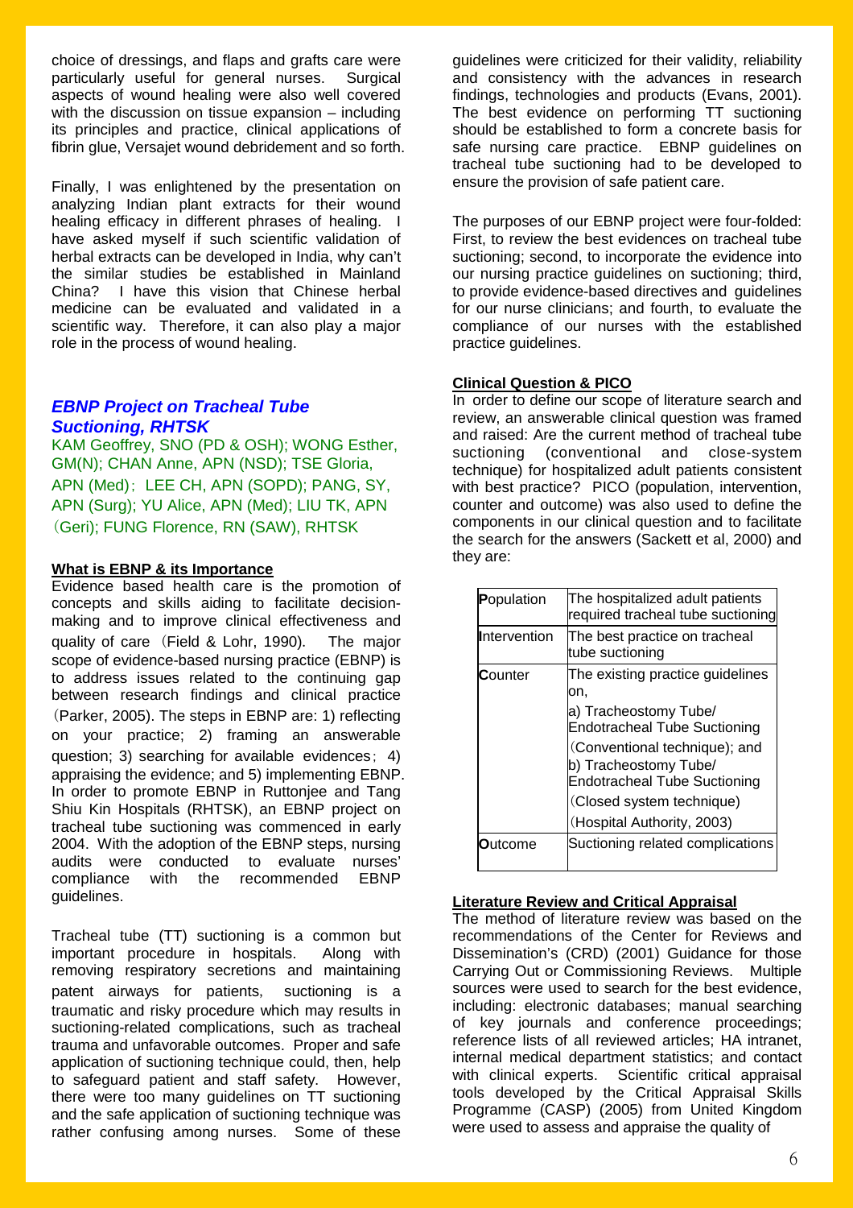choice of dressings, and flaps and grafts care were particularly useful for general nurses. Surgical aspects of wound healing were also well covered with the discussion on tissue expansion – including its principles and practice, clinical applications of fibrin glue, Versajet wound debridement and so forth.

Finally, I was enlightened by the presentation on analyzing Indian plant extracts for their wound healing efficacy in different phrases of healing. I have asked myself if such scientific validation of herbal extracts can be developed in India, why can't the similar studies be established in Mainland China? I have this vision that Chinese herbal medicine can be evaluated and validated in a scientific way. Therefore, it can also play a major role in the process of wound healing.

## *EBNP Project on Tracheal Tube Suctioning, RHTSK*

KAM Geoffrey, SNO (PD & OSH); WONG Esther, GM(N); CHAN Anne, APN (NSD); TSE Gloria, APN (Med); LEE CH, APN (SOPD); PANG, SY, APN (Surg); YU Alice, APN (Med); LIU TK, APN (Geri); FUNG Florence, RN (SAW), RHTSK

### What is EBNP & its Importance

Evidence based health care is the promotion of concepts and skills aiding to facilitate decision-making and to improve clinical effectiveness and quality of care (Field & Lohr, 1990). The major scope of evidence-based nursing practice (EBNP) is to address issues related to the continuing gap between research findings and clinical practice (Parker, 2005). The steps in EBNP are: 1) reflecting on your practice; 2) framing an answerable question; 3) searching for available evidences; 4) appraising the evidence; and 5) implementing EBNP. In order to promote EBNP in Ruttonjee and Tang Shiu Kin Hospitals (RHTSK), an EBNP project on tracheal tube suctioning was commenced in early 2004. With the adoption of the EBNP steps, nursing audits were conducted to evaluate nurses' compliance with the recommended EBNP guidelines.

Tracheal tube (TT) suctioning is a common but important procedure in hospitals. Along with removing respiratory secretions and maintaining patent airways for patients, suctioning is a traumatic and risky procedure which may results in suctioning-related complications, such as tracheal trauma and unfavorable outcomes. Proper and safe application of suctioning technique could, then, help to safeguard patient and staff safety. However, there were too many guidelines on TT suctioning and the safe application of suctioning technique was rather confusing among nurses. Some of these guidelines were criticized for their validity, reliability and consistency with the advances in research findings, technologies and products (Evans, 2001). The best evidence on performing TT suctioning should be established to form a concrete basis for safe nursing care practice. EBNP guidelines on tracheal tube suctioning had to be developed to ensure the provision of safe patient care.

The purposes of our EBNP project were four-folded: First, to review the best evidences on tracheal tube suctioning; second, to incorporate the evidence into our nursing practice guidelines on suctioning; third, to provide evidence-based directives and guidelines for our nurse clinicians; and fourth, to evaluate the compliance of our nurses with the established practice guidelines.

### Clinical Question & PICO

In order to define our scope of literature search and review, an answerable clinical question was framed and raised: Are the current method of tracheal tube suctioning (conventional and close-system technique) for hospitalized adult patients consistent with best practice? PICO (population, intervention, counter and outcome) was also used to define the components in our clinical question and to facilitate the search for the answers (Sackett et al, 2000) and they are:

| | |
|---|---|
| **P**opulation | The hospitalized adult patients required tracheal tube suctioning |
| **I**ntervention | The best practice on tracheal tube suctioning |
| **C**ounter | The existing practice guidelines on, a) Tracheostomy Tube/ Endotracheal Tube Suctioning (Conventional technique); and b) Tracheostomy Tube/ Endotracheal Tube Suctioning (Closed system technique) (Hospital Authority, 2003) |
| **O**utcome | Suctioning related complications |

### Literature Review and Critical Appraisal

The method of literature review was based on the recommendations of the Center for Reviews and Dissemination's (CRD) (2001) Guidance for those Carrying Out or Commissioning Reviews. Multiple sources were used to search for the best evidence, including: electronic databases; manual searching of key journals and conference proceedings; reference lists of all reviewed articles; HA intranet, internal medical department statistics; and contact with clinical experts. Scientific critical appraisal tools developed by the Critical Appraisal Skills Programme (CASP) (2005) from United Kingdom were used to assess and appraise the quality of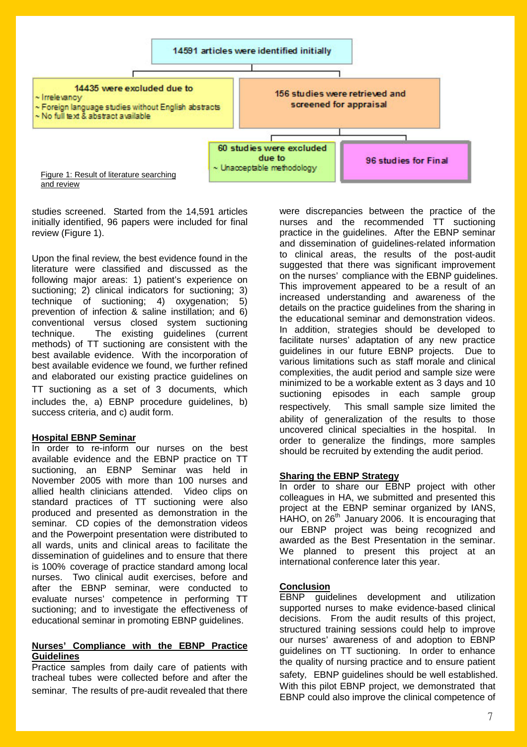14591 articles were identified initially

14435 were excluded due to
~ Irrelevancy
~ Foreign language studies without English abstracts
~ No full text & abstract available

156 studies were retrieved and screened for appraisal

60 studies were excluded due to
~ Unacceptable methodology

96 studies for Final

Figure 1: Result of literature searching and review

studies screened. Started from the 14,591 articles initially identified, 96 papers were included for final review (Figure 1).

Upon the final review, the best evidence found in the literature were classified and discussed as the following major areas: 1) patient's experience on suctioning; 2) clinical indicators for suctioning; 3) technique of suctioning; 4) oxygenation; 5) prevention of infection & saline instillation; and 6) conventional versus closed system suctioning technique. The existing guidelines (current methods) of TT suctioning are consistent with the best available evidence. With the incorporation of best available evidence we found, we further refined and elaborated our existing practice guidelines on TT suctioning as a set of 3 documents, which includes the, a) EBNP procedure guidelines, b) success criteria, and c) audit form.

## Hospital EBNP Seminar

In order to re-inform our nurses on the best available evidence and the EBNP practice on TT suctioning, an EBNP Seminar was held in November 2005 with more than 100 nurses and allied health clinicians attended. Video clips on standard practices of TT suctioning were also produced and presented as demonstration in the seminar. CD copies of the demonstration videos and the Powerpoint presentation were distributed to all wards, units and clinical areas to facilitate the dissemination of guidelines and to ensure that there is 100% coverage of practice standard among local nurses. Two clinical audit exercises, before and after the EBNP seminar, were conducted to evaluate nurses' competence in performing TT suctioning; and to investigate the effectiveness of educational seminar in promoting EBNP guidelines.

## Nurses' Compliance with the EBNP Practice Guidelines

Practice samples from daily care of patients with tracheal tubes were collected before and after the seminar. The results of pre-audit revealed that there were discrepancies between the practice of the nurses and the recommended TT suctioning practice in the guidelines. After the EBNP seminar and dissemination of guidelines-related information to clinical areas, the results of the post-audit suggested that there was significant improvement on the nurses' compliance with the EBNP guidelines. This improvement appeared to be a result of an increased understanding and awareness of the details on the practice guidelines from the sharing in the educational seminar and demonstration videos. In addition, strategies should be developed to facilitate nurses' adaptation of any new practice guidelines in our future EBNP projects. Due to various limitations such as staff morale and clinical complexities, the audit period and sample size were minimized to be a workable extent as 3 days and 10 suctioning episodes in each sample group respectively. This small sample size limited the ability of generalization of the results to those uncovered clinical specialties in the hospital. In order to generalize the findings, more samples should be recruited by extending the audit period.

## Sharing the EBNP Strategy

In order to share our EBNP project with other colleagues in HA, we submitted and presented this project at the EBNP seminar organized by IANS, HAHO, on 26th January 2006. It is encouraging that our EBNP project was being recognized and awarded as the Best Presentation in the seminar. We planned to present this project at an international conference later this year.

## Conclusion

EBNP guidelines development and utilization supported nurses to make evidence-based clinical decisions. From the audit results of this project, structured training sessions could help to improve our nurses' awareness of and adoption to EBNP guidelines on TT suctioning. In order to enhance the quality of nursing practice and to ensure patient safety, EBNP guidelines should be well established. With this pilot EBNP project, we demonstrated that EBNP could also improve the clinical competence of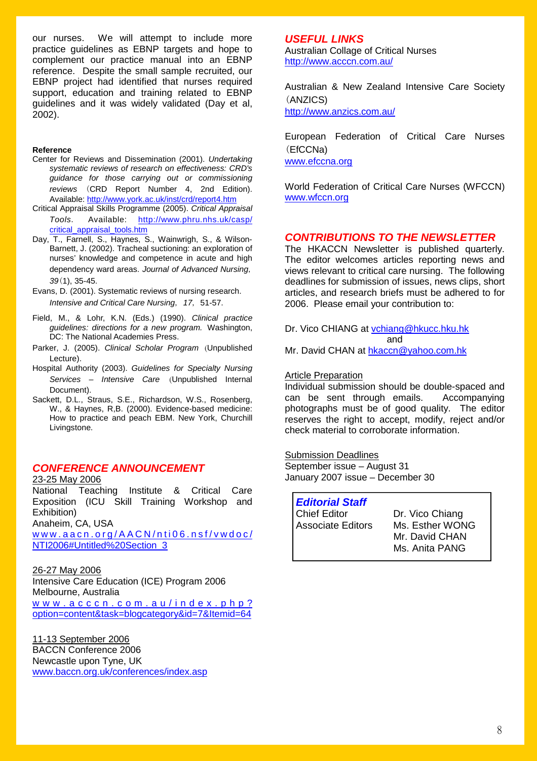our nurses. We will attempt to include more practice guidelines as EBNP targets and hope to complement our practice manual into an EBNP reference. Despite the small sample recruited, our EBNP project had identified that nurses required support, education and training related to EBNP guidelines and it was widely validated (Day et al, 2002).

**Reference**

Center for Reviews and Dissemination (2001). *Undertaking systematic reviews of research on effectiveness: CRD's guidance for those carrying out or commissioning reviews* (CRD Report Number 4, 2nd Edition). Available: http://www.york.ac.uk/inst/crd/report4.htm

Critical Appraisal Skills Programme (2005). *Critical Appraisal Tools*. Available: http://www.phru.nhs.uk/casp/critical_appraisal_tools.htm

Day, T., Farnell, S., Haynes, S., Wainwrigh, S., & Wilson-Barnett, J. (2002). Tracheal suctioning: an exploration of nurses' knowledge and competence in acute and high dependency ward areas. *Journal of Advanced Nursing*, *39*(1), 35-45.

Evans, D. (2001). Systematic reviews of nursing research. *Intensive and Critical Care Nursing*, *17*, 51-57.

Field, M., & Lohr, K.N. (Eds.) (1990). *Clinical practice guidelines: directions for a new program.* Washington, DC: The National Academies Press.

Parker, J. (2005). *Clinical Scholar Program* (Unpublished Lecture).

Hospital Authority (2003). *Guidelines for Specialty Nursing Services – Intensive Care* (Unpublished Internal Document).

Sackett, D.L., Straus, S.E., Richardson, W.S., Rosenberg, W., & Haynes, R,B. (2000). Evidence-based medicine: How to practice and peach EBM. New York, Churchill Livingstone.

## CONFERENCE ANNOUNCEMENT

23-25 May 2006
National Teaching Institute & Critical Care Exposition (ICU Skill Training Workshop and Exhibition)
Anaheim, CA, USA
www.aacn.org/AACN/nti06.nsf/vwdoc/NTI2006#Untitled%20Section_3

26-27 May 2006
Intensive Care Education (ICE) Program 2006
Melbourne, Australia
www.acccn.com.au/index.php?option=content&task=blogcategory&id=7&Itemid=64

11-13 September 2006
BACCN Conference 2006
Newcastle upon Tyne, UK
www.baccn.org.uk/conferences/index.asp

## USEFUL LINKS

Australian Collage of Critical Nurses
http://www.acccn.com.au/

Australian & New Zealand Intensive Care Society (ANZICS)
http://www.anzics.com.au/

European Federation of Critical Care Nurses (EfCCNa)
www.efccna.org

World Federation of Critical Care Nurses (WFCCN)
www.wfccn.org

## CONTRIBUTIONS TO THE NEWSLETTER

The HKACCN Newsletter is published quarterly. The editor welcomes articles reporting news and views relevant to critical care nursing. The following deadlines for submission of issues, news clips, short articles, and research briefs must be adhered to for 2006. Please email your contribution to:

Dr. Vico CHIANG at vchiang@hkucc.hku.hk
and
Mr. David CHAN at hkaccn@yahoo.com.hk

Article Preparation

Individual submission should be double-spaced and can be sent through emails. Accompanying photographs must be of good quality. The editor reserves the right to accept, modify, reject and/or check material to corroborate information.

Submission Deadlines

September issue – August 31
January 2007 issue – December 30

### Editorial Staff

| | |
|---|---|
| Chief Editor | Dr. Vico Chiang |
| Associate Editors | Ms. Esther WONG |
| | Mr. David CHAN |
| | Ms. Anita PANG |